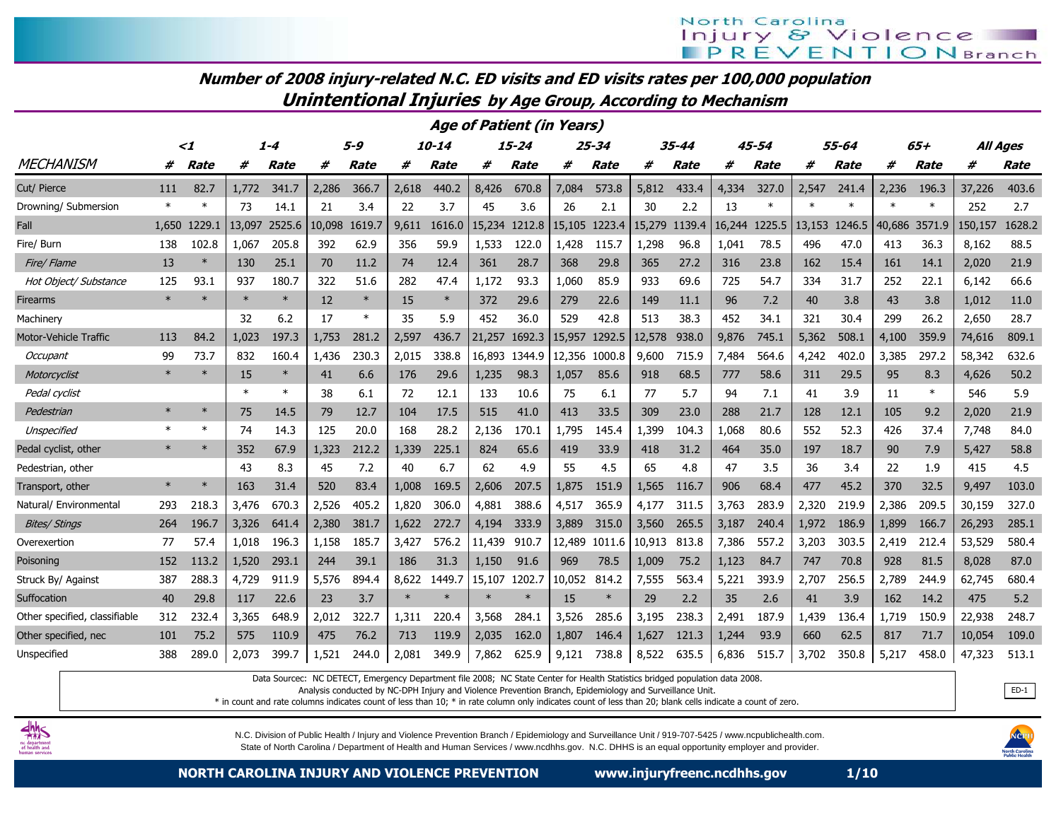North Carolina Injury & Violence PREVENTION Branch

## *Number of 2008 injury-related N.C. ED visits and ED visits rates per 100,000 population*

## *Unintentional Injuries by Age Group, According to Mechanism*

| | Age of Patient (in Years) | | | | | | | | | | | | | | | | | | | | | |
|---|---|---|---|---|---|---|---|---|---|---|---|---|---|---|---|---|---|---|---|---|---|---|
| | <1 | | 1-4 | | 5-9 | | 10-14 | | 15-24 | | 25-34 | | 35-44 | | 45-54 | | 55-64 | | 65+ | | All Ages | |
| MECHANISM | # | Rate | # | Rate | # | Rate | # | Rate | # | Rate | # | Rate | # | Rate | # | Rate | # | Rate | # | Rate | # | Rate |
| Cut/ Pierce | 111 | 82.7 | 1,772 | 341.7 | 2,286 | 366.7 | 2,618 | 440.2 | 8,426 | 670.8 | 7,084 | 573.8 | 5,812 | 433.4 | 4,334 | 327.0 | 2,547 | 241.4 | 2,236 | 196.3 | 37,226 | 403.6 |
| Drowning/ Submersion | * | * | 73 | 14.1 | 21 | 3.4 | 22 | 3.7 | 45 | 3.6 | 26 | 2.1 | 30 | 2.2 | 13 | * | * | * | * | * | 252 | 2.7 |
| Fall | 1,650 | 1229.1 | 13,097 | 2525.6 | 10,098 | 1619.7 | 9,611 | 1616.0 | 15,234 | 1212.8 | 15,105 | 1223.4 | 15,279 | 1139.4 | 16,244 | 1225.5 | 13,153 | 1246.5 | 40,686 | 3571.9 | 150,157 | 1628.2 |
| Fire/ Burn | 138 | 102.8 | 1,067 | 205.8 | 392 | 62.9 | 356 | 59.9 | 1,533 | 122.0 | 1,428 | 115.7 | 1,298 | 96.8 | 1,041 | 78.5 | 496 | 47.0 | 413 | 36.3 | 8,162 | 88.5 |
| *Fire/ Flame* | 13 | * | 130 | 25.1 | 70 | 11.2 | 74 | 12.4 | 361 | 28.7 | 368 | 29.8 | 365 | 27.2 | 316 | 23.8 | 162 | 15.4 | 161 | 14.1 | 2,020 | 21.9 |
| *Hot Object/ Substance* | 125 | 93.1 | 937 | 180.7 | 322 | 51.6 | 282 | 47.4 | 1,172 | 93.3 | 1,060 | 85.9 | 933 | 69.6 | 725 | 54.7 | 334 | 31.7 | 252 | 22.1 | 6,142 | 66.6 |
| Firearms | * | * | * | * | 12 | * | 15 | * | 372 | 29.6 | 279 | 22.6 | 149 | 11.1 | 96 | 7.2 | 40 | 3.8 | 43 | 3.8 | 1,012 | 11.0 |
| Machinery | | | 32 | 6.2 | 17 | * | 35 | 5.9 | 452 | 36.0 | 529 | 42.8 | 513 | 38.3 | 452 | 34.1 | 321 | 30.4 | 299 | 26.2 | 2,650 | 28.7 |
| Motor-Vehicle Traffic | 113 | 84.2 | 1,023 | 197.3 | 1,753 | 281.2 | 2,597 | 436.7 | 21,257 | 1692.3 | 15,957 | 1292.5 | 12,578 | 938.0 | 9,876 | 745.1 | 5,362 | 508.1 | 4,100 | 359.9 | 74,616 | 809.1 |
| *Occupant* | 99 | 73.7 | 832 | 160.4 | 1,436 | 230.3 | 2,015 | 338.8 | 16,893 | 1344.9 | 12,356 | 1000.8 | 9,600 | 715.9 | 7,484 | 564.6 | 4,242 | 402.0 | 3,385 | 297.2 | 58,342 | 632.6 |
| *Motorcyclist* | * | * | 15 | * | 41 | 6.6 | 176 | 29.6 | 1,235 | 98.3 | 1,057 | 85.6 | 918 | 68.5 | 777 | 58.6 | 311 | 29.5 | 95 | 8.3 | 4,626 | 50.2 |
| *Pedal cyclist* | | | * | * | 38 | 6.1 | 72 | 12.1 | 133 | 10.6 | 75 | 6.1 | 77 | 5.7 | 94 | 7.1 | 41 | 3.9 | 11 | * | 546 | 5.9 |
| *Pedestrian* | * | * | 75 | 14.5 | 79 | 12.7 | 104 | 17.5 | 515 | 41.0 | 413 | 33.5 | 309 | 23.0 | 288 | 21.7 | 128 | 12.1 | 105 | 9.2 | 2,020 | 21.9 |
| *Unspecified* | * | * | 74 | 14.3 | 125 | 20.0 | 168 | 28.2 | 2,136 | 170.1 | 1,795 | 145.4 | 1,399 | 104.3 | 1,068 | 80.6 | 552 | 52.3 | 426 | 37.4 | 7,748 | 84.0 |
| Pedal cyclist, other | * | * | 352 | 67.9 | 1,323 | 212.2 | 1,339 | 225.1 | 824 | 65.6 | 419 | 33.9 | 418 | 31.2 | 464 | 35.0 | 197 | 18.7 | 90 | 7.9 | 5,427 | 58.8 |
| Pedestrian, other | | | 43 | 8.3 | 45 | 7.2 | 40 | 6.7 | 62 | 4.9 | 55 | 4.5 | 65 | 4.8 | 47 | 3.5 | 36 | 3.4 | 22 | 1.9 | 415 | 4.5 |
| Transport, other | * | * | 163 | 31.4 | 520 | 83.4 | 1,008 | 169.5 | 2,606 | 207.5 | 1,875 | 151.9 | 1,565 | 116.7 | 906 | 68.4 | 477 | 45.2 | 370 | 32.5 | 9,497 | 103.0 |
| Natural/ Environmental | 293 | 218.3 | 3,476 | 670.3 | 2,526 | 405.2 | 1,820 | 306.0 | 4,881 | 388.6 | 4,517 | 365.9 | 4,177 | 311.5 | 3,763 | 283.9 | 2,320 | 219.9 | 2,386 | 209.5 | 30,159 | 327.0 |
| *Bites/ Stings* | 264 | 196.7 | 3,326 | 641.4 | 2,380 | 381.7 | 1,622 | 272.7 | 4,194 | 333.9 | 3,889 | 315.0 | 3,560 | 265.5 | 3,187 | 240.4 | 1,972 | 186.9 | 1,899 | 166.7 | 26,293 | 285.1 |
| Overexertion | 77 | 57.4 | 1,018 | 196.3 | 1,158 | 185.7 | 3,427 | 576.2 | 11,439 | 910.7 | 12,489 | 1011.6 | 10,913 | 813.8 | 7,386 | 557.2 | 3,203 | 303.5 | 2,419 | 212.4 | 53,529 | 580.4 |
| Poisoning | 152 | 113.2 | 1,520 | 293.1 | 244 | 39.1 | 186 | 31.3 | 1,150 | 91.6 | 969 | 78.5 | 1,009 | 75.2 | 1,123 | 84.7 | 747 | 70.8 | 928 | 81.5 | 8,028 | 87.0 |
| Struck By/ Against | 387 | 288.3 | 4,729 | 911.9 | 5,576 | 894.4 | 8,622 | 1449.7 | 15,107 | 1202.7 | 10,052 | 814.2 | 7,555 | 563.4 | 5,221 | 393.9 | 2,707 | 256.5 | 2,789 | 244.9 | 62,745 | 680.4 |
| Suffocation | 40 | 29.8 | 117 | 22.6 | 23 | 3.7 | * | * | * | * | 15 | * | 29 | 2.2 | 35 | 2.6 | 41 | 3.9 | 162 | 14.2 | 475 | 5.2 |
| Other specified, classifiable | 312 | 232.4 | 3,365 | 648.9 | 2,012 | 322.7 | 1,311 | 220.4 | 3,568 | 284.1 | 3,526 | 285.6 | 3,195 | 238.3 | 2,491 | 187.9 | 1,439 | 136.4 | 1,719 | 150.9 | 22,938 | 248.7 |
| Other specified, nec | 101 | 75.2 | 575 | 110.9 | 475 | 76.2 | 713 | 119.9 | 2,035 | 162.0 | 1,807 | 146.4 | 1,627 | 121.3 | 1,244 | 93.9 | 660 | 62.5 | 817 | 71.7 | 10,054 | 109.0 |
| Unspecified | 388 | 289.0 | 2,073 | 399.7 | 1,521 | 244.0 | 2,081 | 349.9 | 7,862 | 625.9 | 9,121 | 738.8 | 8,522 | 635.5 | 6,836 | 515.7 | 3,702 | 350.8 | 5,217 | 458.0 | 47,323 | 513.1 |

Data Sourcec: NC DETECT, Emergency Department file 2008; NC State Center for Health Statistics bridged population data 2008.
Analysis conducted by NC-DPH Injury and Violence Prevention Branch, Epidemiology and Surveillance Unit.
* in count and rate columns indicates count of less than 10; * in rate column only indicates count of less than 20; blank cells indicate a count of zero.

ED-1

N.C. Division of Public Health / Injury and Violence Prevention Branch / Epidemiology and Surveillance Unit / 919-707-5425 / www.ncpublichealth.com.
State of North Carolina / Department of Health and Human Services / www.ncdhhs.gov. N.C. DHHS is an equal opportunity employer and provider.

**NORTH CAROLINA INJURY AND VIOLENCE PREVENTION** **www.injuryfreenc.ncdhhs.gov**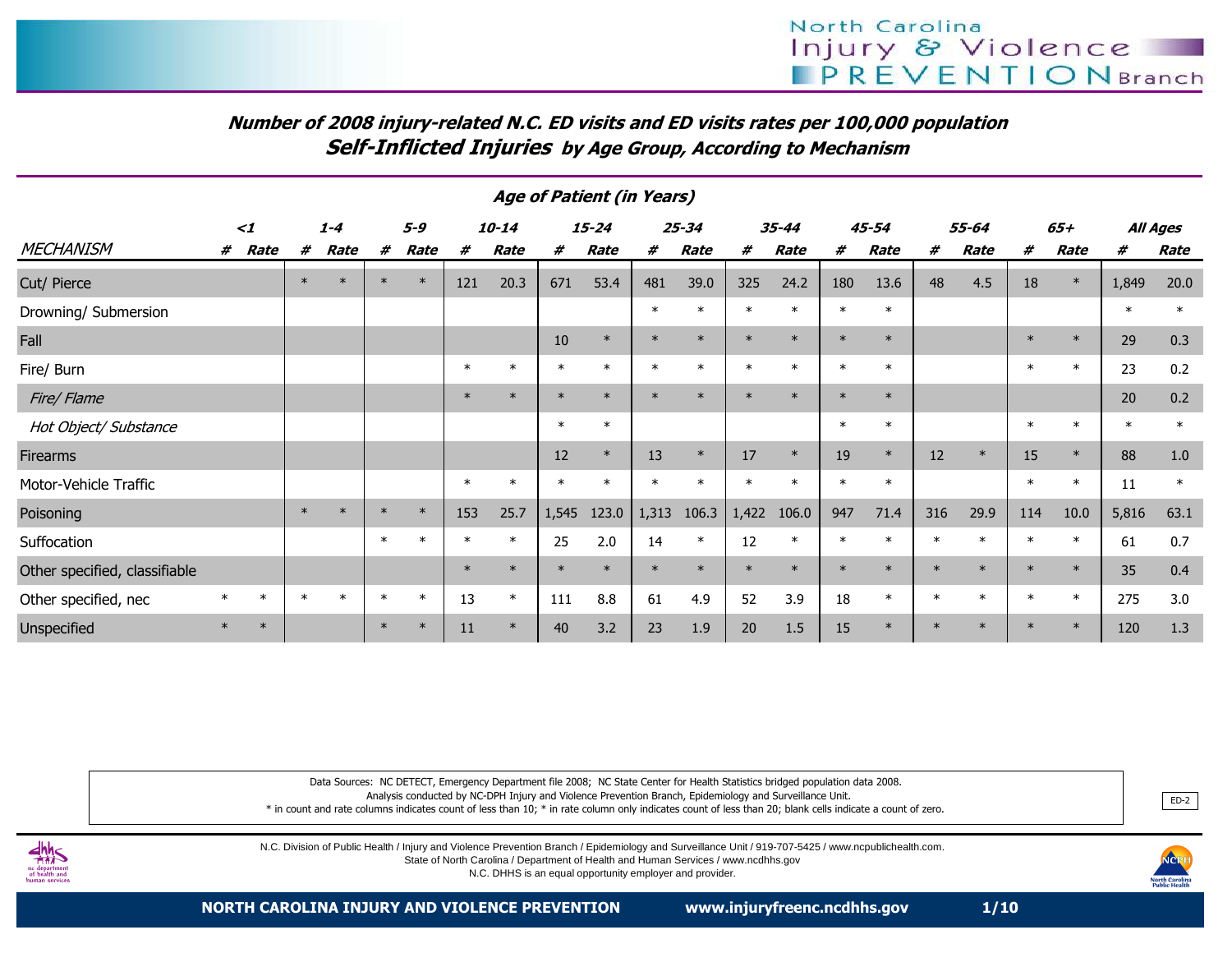## Number of 2008 injury-related N.C. ED visits and ED visits rates per 100,000 population

## Self-Inflicted Injuries by Age Group, According to Mechanism

| | Age of Patient (in Years) | | | | | | | | | | | | | | | | | | | | | |
|---|---|---|---|---|---|---|---|---|---|---|---|---|---|---|---|---|---|---|---|---|---|---|
| | <1 | | 1-4 | | 5-9 | | 10-14 | | 15-24 | | 25-34 | | 35-44 | | 45-54 | | 55-64 | | 65+ | | All Ages | |
| MECHANISM | # | Rate | # | Rate | # | Rate | # | Rate | # | Rate | # | Rate | # | Rate | # | Rate | # | Rate | # | Rate | # | Rate |
| Cut/ Pierce | | | * | * | * | * | 121 | 20.3 | 671 | 53.4 | 481 | 39.0 | 325 | 24.2 | 180 | 13.6 | 48 | 4.5 | 18 | * | 1,849 | 20.0 |
| Drowning/ Submersion | | | | | | | | | | | * | * | * | * | * | * | | | | | * | * |
| Fall | | | | | | | | | 10 | * | * | * | * | * | * | * | | | * | * | 29 | 0.3 |
| Fire/ Burn | | | | | | | * | * | * | * | * | * | * | * | * | * | | | * | * | 23 | 0.2 |
| *Fire/ Flame* | | | | | | | * | * | * | * | * | * | * | * | * | * | | | | | 20 | 0.2 |
| *Hot Object/ Substance* | | | | | | | | | * | * | | | | | * | * | | | * | * | * | * |
| Firearms | | | | | | | | | 12 | * | 13 | * | 17 | * | 19 | * | 12 | * | 15 | * | 88 | 1.0 |
| Motor-Vehicle Traffic | | | | | | | * | * | * | * | * | * | * | * | * | * | | | * | * | 11 | * |
| Poisoning | | | * | * | * | * | 153 | 25.7 | 1,545 | 123.0 | 1,313 | 106.3 | 1,422 | 106.0 | 947 | 71.4 | 316 | 29.9 | 114 | 10.0 | 5,816 | 63.1 |
| Suffocation | | | | | * | * | * | * | 25 | 2.0 | 14 | * | 12 | * | * | * | * | * | * | * | 61 | 0.7 |
| Other specified, classifiable | | | | | | | * | * | * | * | * | * | * | * | * | * | * | * | * | * | 35 | 0.4 |
| Other specified, nec | * | * | * | * | * | * | 13 | * | 111 | 8.8 | 61 | 4.9 | 52 | 3.9 | 18 | * | * | * | * | * | 275 | 3.0 |
| Unspecified | * | * | | | * | * | 11 | * | 40 | 3.2 | 23 | 1.9 | 20 | 1.5 | 15 | * | * | * | * | * | 120 | 1.3 |

Data Sources: NC DETECT, Emergency Department file 2008; NC State Center for Health Statistics bridged population data 2008.
Analysis conducted by NC-DPH Injury and Violence Prevention Branch, Epidemiology and Surveillance Unit.
* in count and rate columns indicates count of less than 10; * in rate column only indicates count of less than 20; blank cells indicate a count of zero.

ED-2

N.C. Division of Public Health / Injury and Violence Prevention Branch / Epidemiology and Surveillance Unit / 919-707-5425 / www.ncpublichealth.com.
State of North Carolina / Department of Health and Human Services / www.ncdhhs.gov
N.C. DHHS is an equal opportunity employer and provider.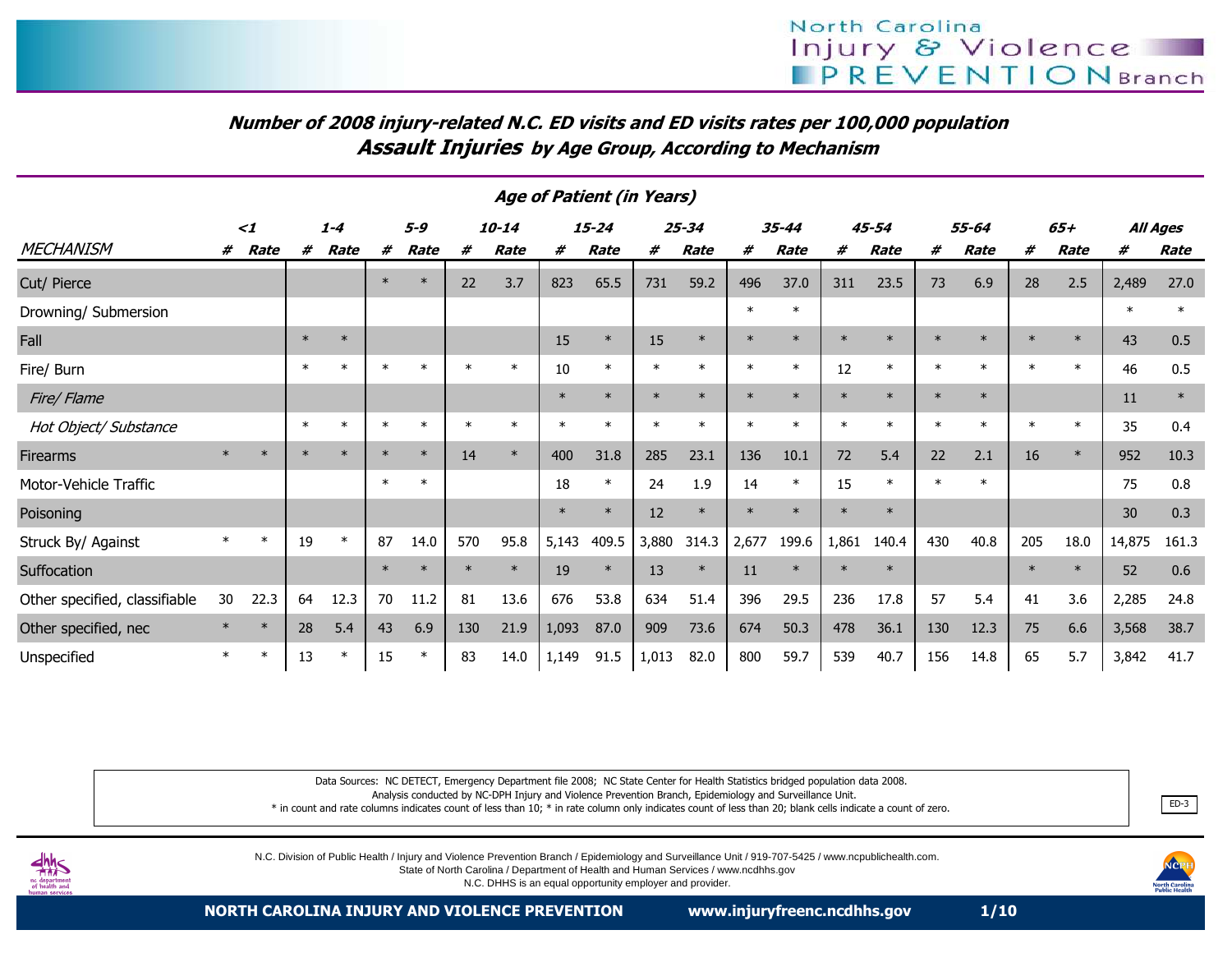## Number of 2008 injury-related N.C. ED visits and ED visits rates per 100,000 population

## Assault Injuries by Age Group, According to Mechanism

| | Age of Patient (in Years) | | | | | | | | | | | | | | | | | | | | | |
|---|---|---|---|---|---|---|---|---|---|---|---|---|---|---|---|---|---|---|---|---|---|---|
| | <1 | | 1-4 | | 5-9 | | 10-14 | | 15-24 | | 25-34 | | 35-44 | | 45-54 | | 55-64 | | 65+ | | All Ages | |
| MECHANISM | # | Rate | # | Rate | # | Rate | # | Rate | # | Rate | # | Rate | # | Rate | # | Rate | # | Rate | # | Rate | # | Rate |
| Cut/ Pierce | | | | | * | * | 22 | 3.7 | 823 | 65.5 | 731 | 59.2 | 496 | 37.0 | 311 | 23.5 | 73 | 6.9 | 28 | 2.5 | 2,489 | 27.0 |
| Drowning/ Submersion | | | | | | | | | | | | | * | * | | | | | | | * | * |
| Fall | | | * | * | | | | | 15 | * | 15 | * | * | * | * | * | * | * | * | * | 43 | 0.5 |
| Fire/ Burn | | | * | * | * | * | * | * | 10 | * | * | * | * | * | 12 | * | * | * | * | * | 46 | 0.5 |
| *Fire/ Flame* | | | | | | | | | * | * | * | * | * | * | * | * | * | * | | | 11 | * |
| *Hot Object/ Substance* | | | * | * | * | * | * | * | * | * | * | * | * | * | * | * | * | * | * | * | 35 | 0.4 |
| Firearms | * | * | * | * | * | * | 14 | * | 400 | 31.8 | 285 | 23.1 | 136 | 10.1 | 72 | 5.4 | 22 | 2.1 | 16 | * | 952 | 10.3 |
| Motor-Vehicle Traffic | | | | | * | * | | | 18 | * | 24 | 1.9 | 14 | * | 15 | * | * | * | | | 75 | 0.8 |
| Poisoning | | | | | | | | | * | * | 12 | * | * | * | * | * | | | | | 30 | 0.3 |
| Struck By/ Against | * | * | 19 | * | 87 | 14.0 | 570 | 95.8 | 5,143 | 409.5 | 3,880 | 314.3 | 2,677 | 199.6 | 1,861 | 140.4 | 430 | 40.8 | 205 | 18.0 | 14,875 | 161.3 |
| Suffocation | | | | | * | * | * | * | 19 | * | 13 | * | 11 | * | * | * | | | * | * | 52 | 0.6 |
| Other specified, classifiable | 30 | 22.3 | 64 | 12.3 | 70 | 11.2 | 81 | 13.6 | 676 | 53.8 | 634 | 51.4 | 396 | 29.5 | 236 | 17.8 | 57 | 5.4 | 41 | 3.6 | 2,285 | 24.8 |
| Other specified, nec | * | * | 28 | 5.4 | 43 | 6.9 | 130 | 21.9 | 1,093 | 87.0 | 909 | 73.6 | 674 | 50.3 | 478 | 36.1 | 130 | 12.3 | 75 | 6.6 | 3,568 | 38.7 |
| Unspecified | * | * | 13 | * | 15 | * | 83 | 14.0 | 1,149 | 91.5 | 1,013 | 82.0 | 800 | 59.7 | 539 | 40.7 | 156 | 14.8 | 65 | 5.7 | 3,842 | 41.7 |

Data Sources: NC DETECT, Emergency Department file 2008; NC State Center for Health Statistics bridged population data 2008.
Analysis conducted by NC-DPH Injury and Violence Prevention Branch, Epidemiology and Surveillance Unit.
* in count and rate columns indicates count of less than 10; * in rate column only indicates count of less than 20; blank cells indicate a count of zero.

ED-3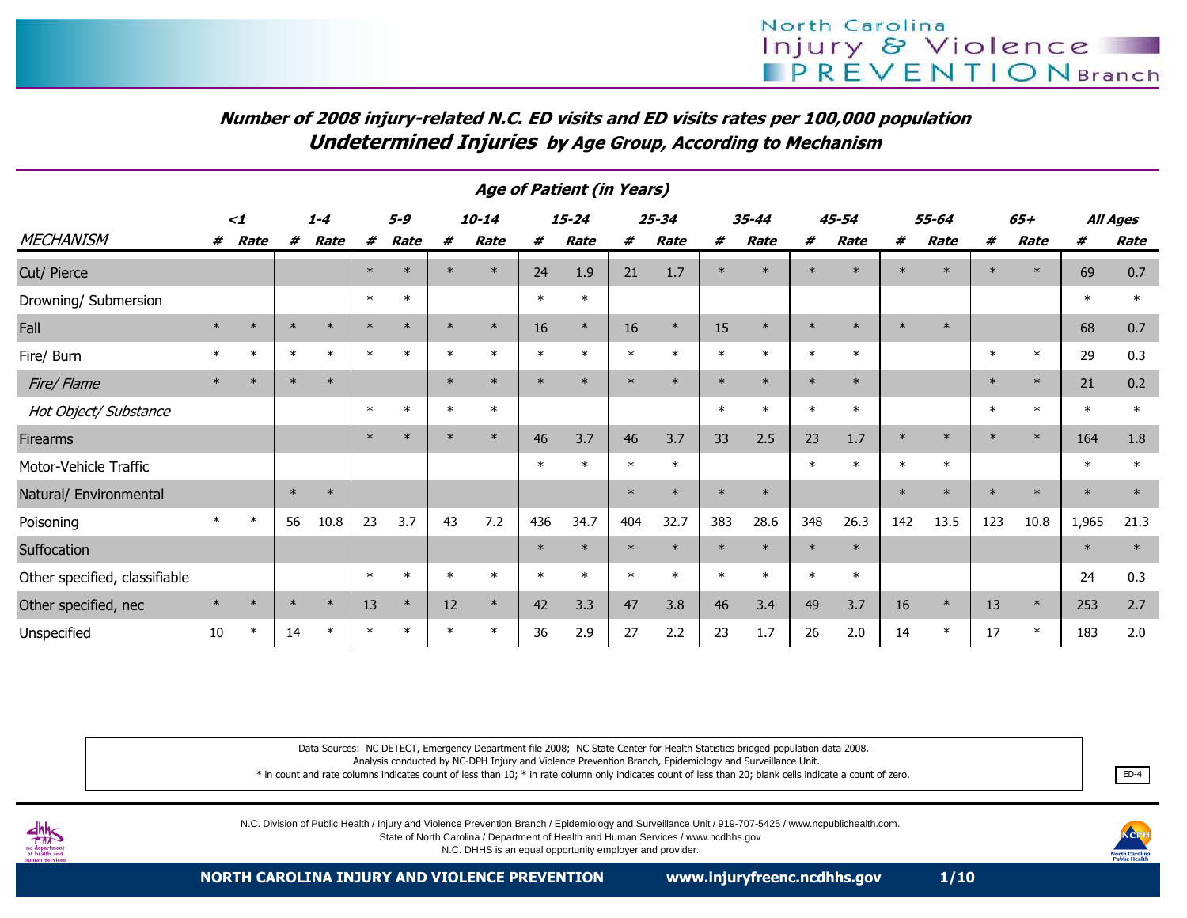## Number of 2008 injury-related N.C. ED visits and ED visits rates per 100,000 population

## Undetermined Injuries by Age Group, According to Mechanism

| | Age of Patient (in Years) | | | | | | | | | | | | | | | | | | | | | |
|---|---|---|---|---|---|---|---|---|---|---|---|---|---|---|---|---|---|---|---|---|---|---|
| | <1 | | 1-4 | | 5-9 | | 10-14 | | 15-24 | | 25-34 | | 35-44 | | 45-54 | | 55-64 | | 65+ | | All Ages | |
| MECHANISM | # | Rate | # | Rate | # | Rate | # | Rate | # | Rate | # | Rate | # | Rate | # | Rate | # | Rate | # | Rate | # | Rate |
| Cut/ Pierce | | | | | * | * | * | * | 24 | 1.9 | 21 | 1.7 | * | * | * | * | * | * | * | * | 69 | 0.7 |
| Drowning/ Submersion | | | | | * | * | | | * | * | | | | | | | | | | | * | * |
| Fall | * | * | * | * | * | * | * | * | 16 | * | 16 | * | 15 | * | * | * | * | * | | | 68 | 0.7 |
| Fire/ Burn | * | * | * | * | * | * | * | * | * | * | * | * | * | * | * | * | | | * | * | 29 | 0.3 |
| *Fire/ Flame* | * | * | * | * | | | * | * | * | * | * | * | * | * | * | * | | | * | * | 21 | 0.2 |
| *Hot Object/ Substance* | | | | | * | * | * | * | | | | | * | * | * | * | | | * | * | * | * |
| Firearms | | | | | * | * | * | * | 46 | 3.7 | 46 | 3.7 | 33 | 2.5 | 23 | 1.7 | * | * | * | * | 164 | 1.8 |
| Motor-Vehicle Traffic | | | | | | | | | * | * | * | * | | | * | * | * | * | | | * | * |
| Natural/ Environmental | | | * | * | | | | | | | * | * | * | * | | | * | * | * | * | * | * |
| Poisoning | * | * | 56 | 10.8 | 23 | 3.7 | 43 | 7.2 | 436 | 34.7 | 404 | 32.7 | 383 | 28.6 | 348 | 26.3 | 142 | 13.5 | 123 | 10.8 | 1,965 | 21.3 |
| Suffocation | | | | | | | | | * | * | * | * | * | * | * | * | | | | | * | * |
| Other specified, classifiable | | | | | * | * | * | * | * | * | * | * | * | * | * | * | | | | | 24 | 0.3 |
| Other specified, nec | * | * | * | * | 13 | * | 12 | * | 42 | 3.3 | 47 | 3.8 | 46 | 3.4 | 49 | 3.7 | 16 | * | 13 | * | 253 | 2.7 |
| Unspecified | 10 | * | 14 | * | * | * | * | * | 36 | 2.9 | 27 | 2.2 | 23 | 1.7 | 26 | 2.0 | 14 | * | 17 | * | 183 | 2.0 |

Data Sources: NC DETECT, Emergency Department file 2008; NC State Center for Health Statistics bridged population data 2008.
Analysis conducted by NC-DPH Injury and Violence Prevention Branch, Epidemiology and Surveillance Unit.
* in count and rate columns indicates count of less than 10; * in rate column only indicates count of less than 20; blank cells indicate a count of zero.

ED-4

N.C. Division of Public Health / Injury and Violence Prevention Branch / Epidemiology and Surveillance Unit / 919-707-5425 / www.ncpublichealth.com.
State of North Carolina / Department of Health and Human Services / www.ncdhhs.gov
N.C. DHHS is an equal opportunity employer and provider.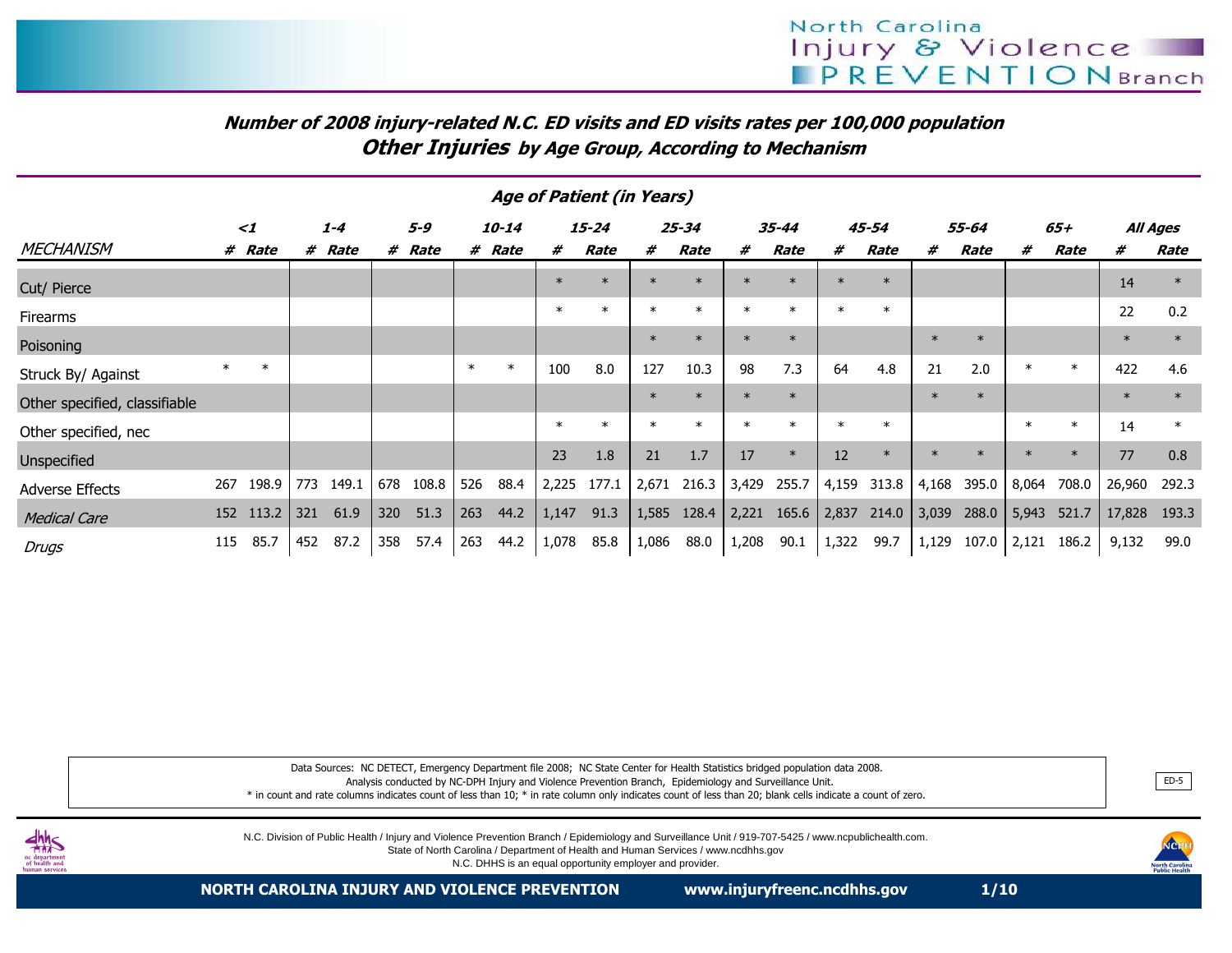## Number of 2008 injury-related N.C. ED visits and ED visits rates per 100,000 population
## *Other Injuries* by Age Group, According to Mechanism

| | Age of Patient (in Years) | | | | | | | | | | | | | | | | | | | | | |
|---|---|---|---|---|---|---|---|---|---|---|---|---|---|---|---|---|---|---|---|---|---|---|
| | <1 | | 1-4 | | 5-9 | | 10-14 | | 15-24 | | 25-34 | | 35-44 | | 45-54 | | 55-64 | | 65+ | | All Ages | |
| MECHANISM | # | Rate | # | Rate | # | Rate | # | Rate | # | Rate | # | Rate | # | Rate | # | Rate | # | Rate | # | Rate | # | Rate |
| Cut/ Pierce | | | | | | | | | * | * | * | * | * | * | * | * | | | | | 14 | * |
| Firearms | | | | | | | | | * | * | * | * | * | * | * | * | | | | | 22 | 0.2 |
| Poisoning | | | | | | | | | | | * | * | * | * | | | * | * | | | * | * |
| Struck By/ Against | * | * | | | | | * | * | 100 | 8.0 | 127 | 10.3 | 98 | 7.3 | 64 | 4.8 | 21 | 2.0 | * | * | 422 | 4.6 |
| Other specified, classifiable | | | | | | | | | | | * | * | * | * | | | * | * | | | * | * |
| Other specified, nec | | | | | | | | | * | * | * | * | * | * | * | * | | | * | * | 14 | * |
| Unspecified | | | | | | | | | 23 | 1.8 | 21 | 1.7 | 17 | * | 12 | * | * | * | * | * | 77 | 0.8 |
| Adverse Effects | 267 | 198.9 | 773 | 149.1 | 678 | 108.8 | 526 | 88.4 | 2,225 | 177.1 | 2,671 | 216.3 | 3,429 | 255.7 | 4,159 | 313.8 | 4,168 | 395.0 | 8,064 | 708.0 | 26,960 | 292.3 |
| *Medical Care* | 152 | 113.2 | 321 | 61.9 | 320 | 51.3 | 263 | 44.2 | 1,147 | 91.3 | 1,585 | 128.4 | 2,221 | 165.6 | 2,837 | 214.0 | 3,039 | 288.0 | 5,943 | 521.7 | 17,828 | 193.3 |
| *Drugs* | 115 | 85.7 | 452 | 87.2 | 358 | 57.4 | 263 | 44.2 | 1,078 | 85.8 | 1,086 | 88.0 | 1,208 | 90.1 | 1,322 | 99.7 | 1,129 | 107.0 | 2,121 | 186.2 | 9,132 | 99.0 |

Data Sources: NC DETECT, Emergency Department file 2008; NC State Center for Health Statistics bridged population data 2008.
Analysis conducted by NC-DPH Injury and Violence Prevention Branch, Epidemiology and Surveillance Unit.
* in count and rate columns indicates count of less than 10; * in rate column only indicates count of less than 20; blank cells indicate a count of zero.

ED-5

N.C. Division of Public Health / Injury and Violence Prevention Branch / Epidemiology and Surveillance Unit / 919-707-5425 / www.ncpublichealth.com.
State of North Carolina / Department of Health and Human Services / www.ncdhhs.gov
N.C. DHHS is an equal opportunity employer and provider.